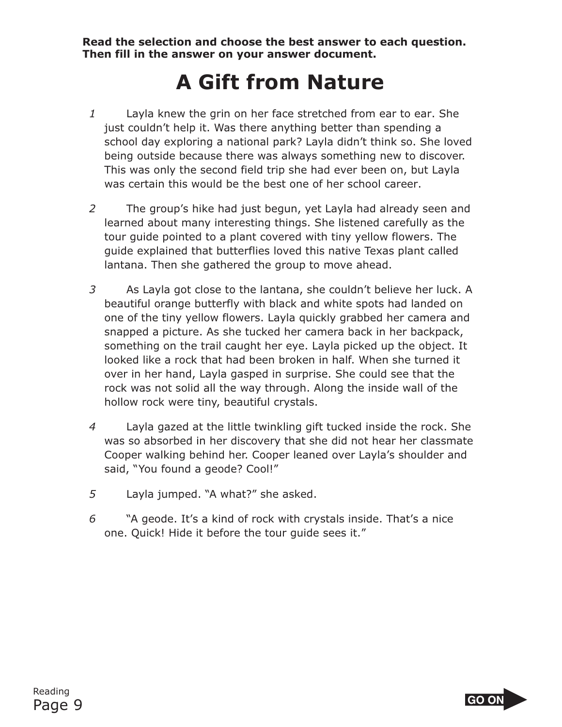**Read the selection and choose the best answer to each question. Then fill in the answer on your answer document.**

# A Gift from Nature

1 Layla knew the grin on her face stretched from ear to ear. She just couldn't help it. Was there anything better than spending a school day exploring a national park? Layla didn't think so. She loved being outside because there was always something new to discover. This was only the second field trip she had ever been on, but Layla was certain this would be the best one of her school career.

2 The group's hike had just begun, yet Layla had already seen and learned about many interesting things. She listened carefully as the tour guide pointed to a plant covered with tiny yellow flowers. The guide explained that butterflies loved this native Texas plant called lantana. Then she gathered the group to move ahead.

3 As Layla got close to the lantana, she couldn't believe her luck. A beautiful orange butterfly with black and white spots had landed on one of the tiny yellow flowers. Layla quickly grabbed her camera and snapped a picture. As she tucked her camera back in her backpack, something on the trail caught her eye. Layla picked up the object. It looked like a rock that had been broken in half. When she turned it over in her hand, Layla gasped in surprise. She could see that the rock was not solid all the way through. Along the inside wall of the hollow rock were tiny, beautiful crystals.

4 Layla gazed at the little twinkling gift tucked inside the rock. She was so absorbed in her discovery that she did not hear her classmate Cooper walking behind her. Cooper leaned over Layla's shoulder and said, "You found a geode? Cool!"

5 Layla jumped. "A what?" she asked.

6 "A geode. It's a kind of rock with crystals inside. That's a nice one. Quick! Hide it before the tour guide sees it."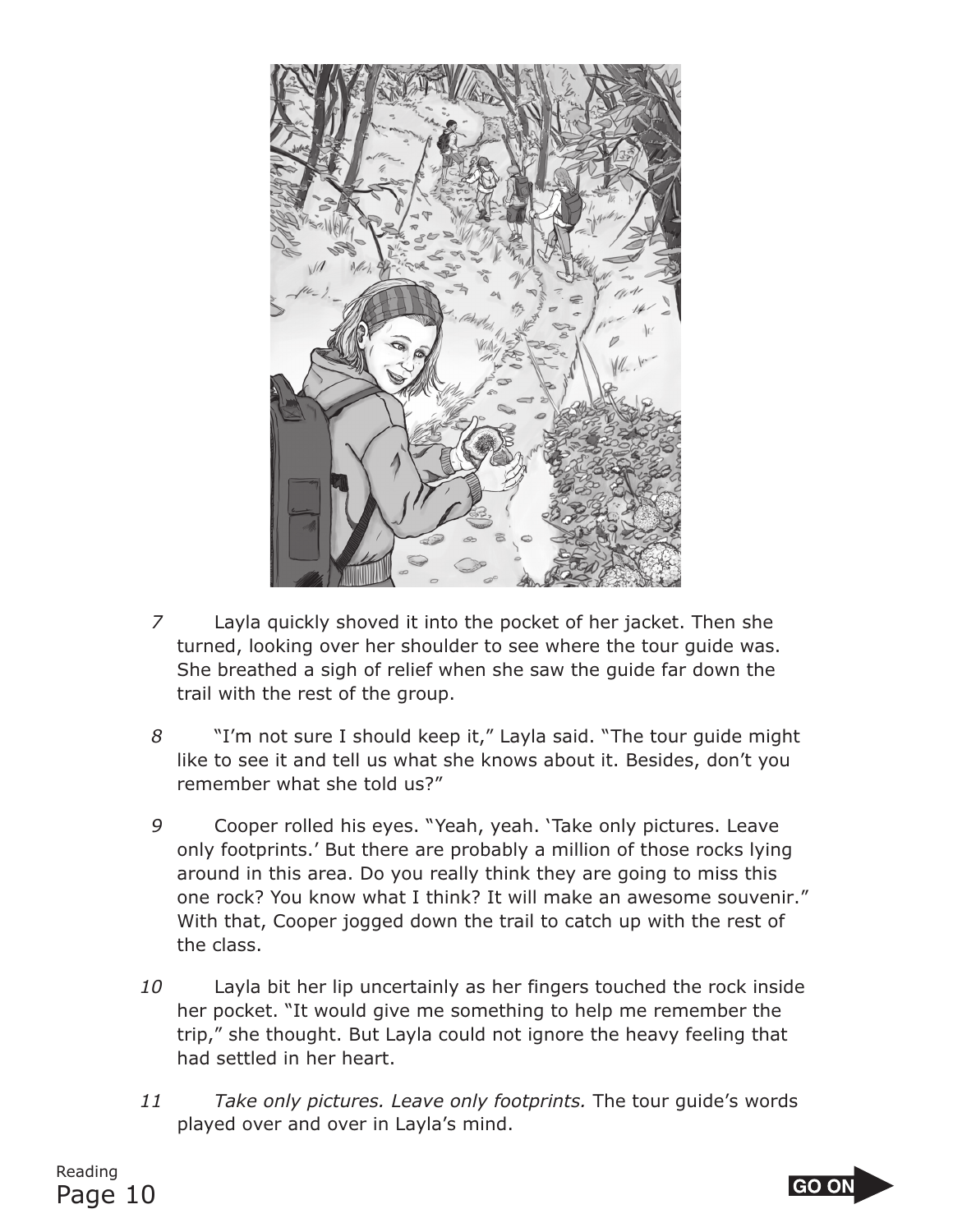7 Layla quickly shoved it into the pocket of her jacket. Then she turned, looking over her shoulder to see where the tour guide was. She breathed a sigh of relief when she saw the guide far down the trail with the rest of the group.

8 "I'm not sure I should keep it," Layla said. "The tour guide might like to see it and tell us what she knows about it. Besides, don't you remember what she told us?"

9 Cooper rolled his eyes. "Yeah, yeah. 'Take only pictures. Leave only footprints.' But there are probably a million of those rocks lying around in this area. Do you really think they are going to miss this one rock? You know what I think? It will make an awesome souvenir." With that, Cooper jogged down the trail to catch up with the rest of the class.

10 Layla bit her lip uncertainly as her fingers touched the rock inside her pocket. "It would give me something to help me remember the trip," she thought. But Layla could not ignore the heavy feeling that had settled in her heart.

11 *Take only pictures. Leave only footprints.* The tour guide's words played over and over in Layla's mind.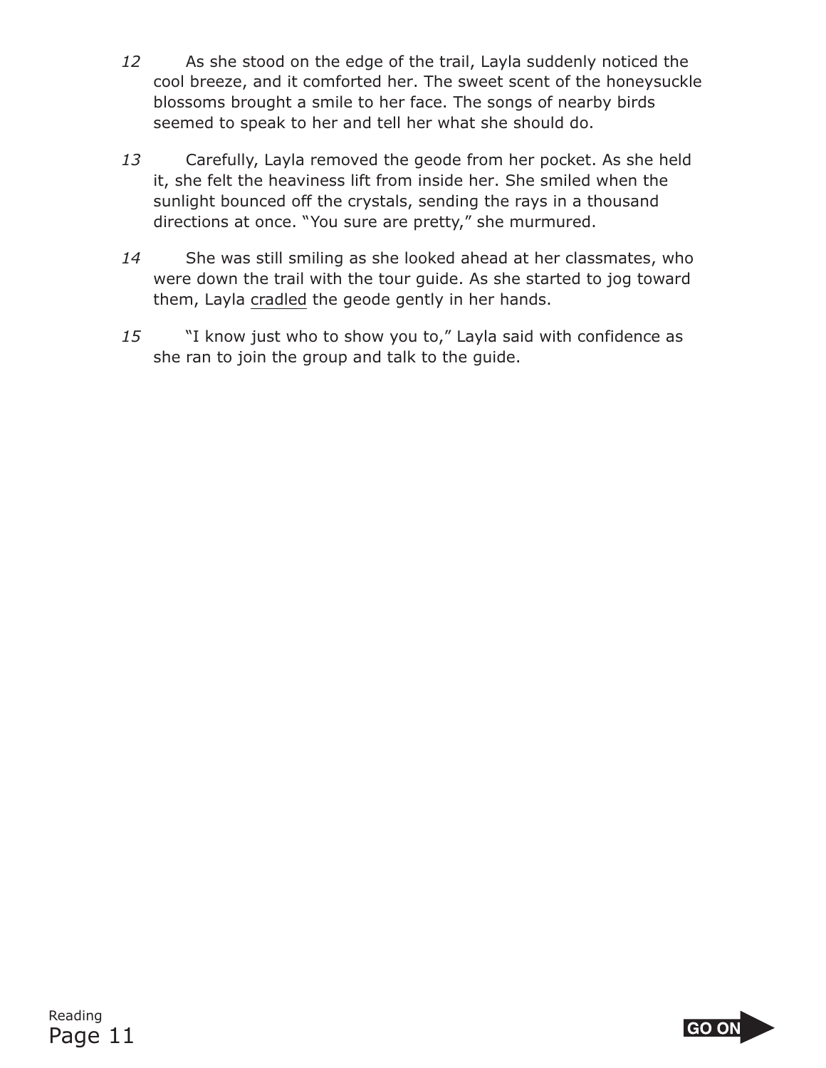12 As she stood on the edge of the trail, Layla suddenly noticed the cool breeze, and it comforted her. The sweet scent of the honeysuckle blossoms brought a smile to her face. The songs of nearby birds seemed to speak to her and tell her what she should do.

13 Carefully, Layla removed the geode from her pocket. As she held it, she felt the heaviness lift from inside her. She smiled when the sunlight bounced off the crystals, sending the rays in a thousand directions at once. "You sure are pretty," she murmured.

14 She was still smiling as she looked ahead at her classmates, who were down the trail with the tour guide. As she started to jog toward them, Layla <u>cradled</u> the geode gently in her hands.

15 "I know just who to show you to," Layla said with confidence as she ran to join the group and talk to the guide.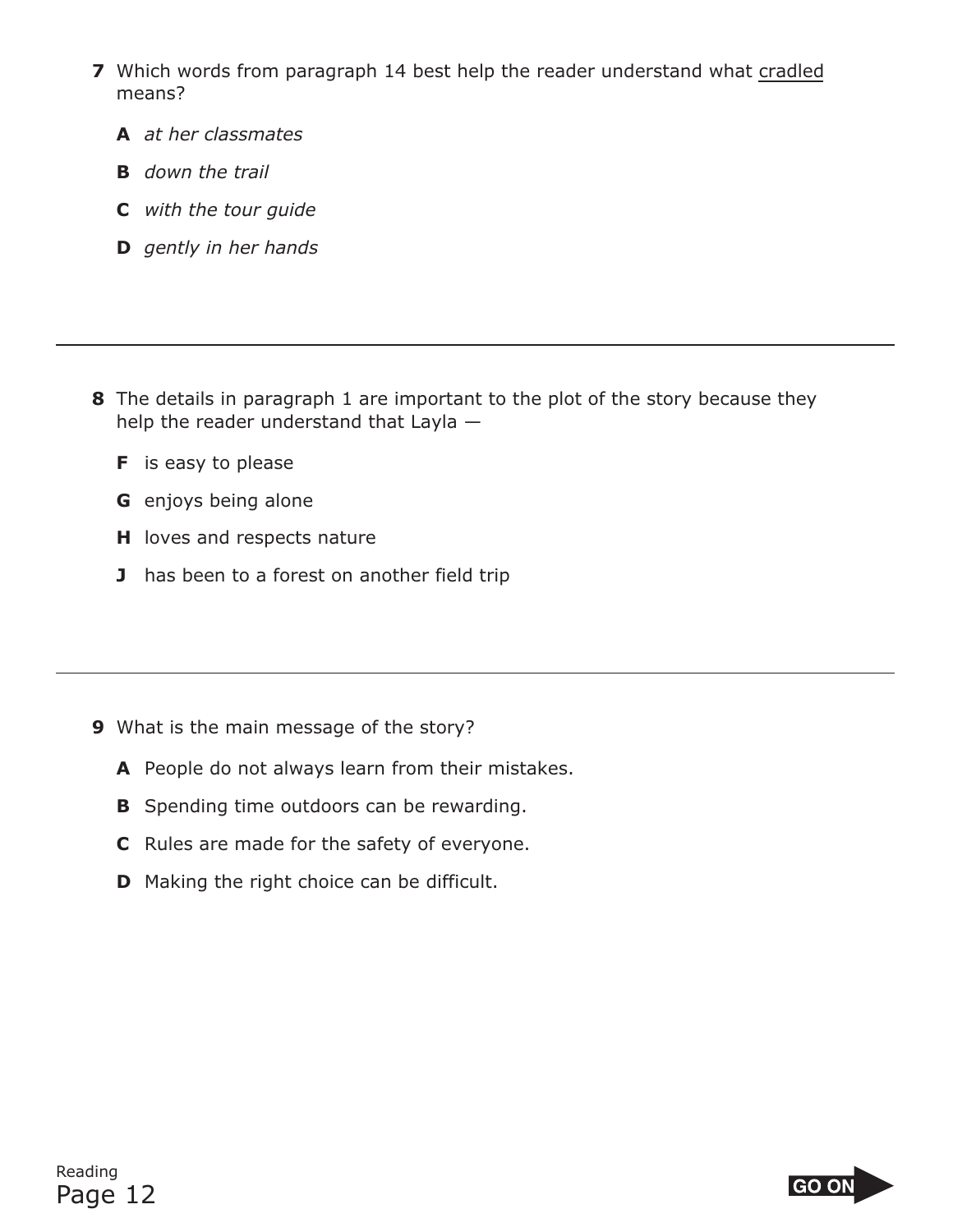**7** Which words from paragraph 14 best help the reader understand what <u>cradled</u> means?

**A** *at her classmates*

**B** *down the trail*

**C** *with the tour guide*

**D** *gently in her hands*

---

**8** The details in paragraph 1 are important to the plot of the story because they help the reader understand that Layla —

**F** is easy to please

**G** enjoys being alone

**H** loves and respects nature

**J** has been to a forest on another field trip

---

**9** What is the main message of the story?

**A** People do not always learn from their mistakes.

**B** Spending time outdoors can be rewarding.

**C** Rules are made for the safety of everyone.

**D** Making the right choice can be difficult.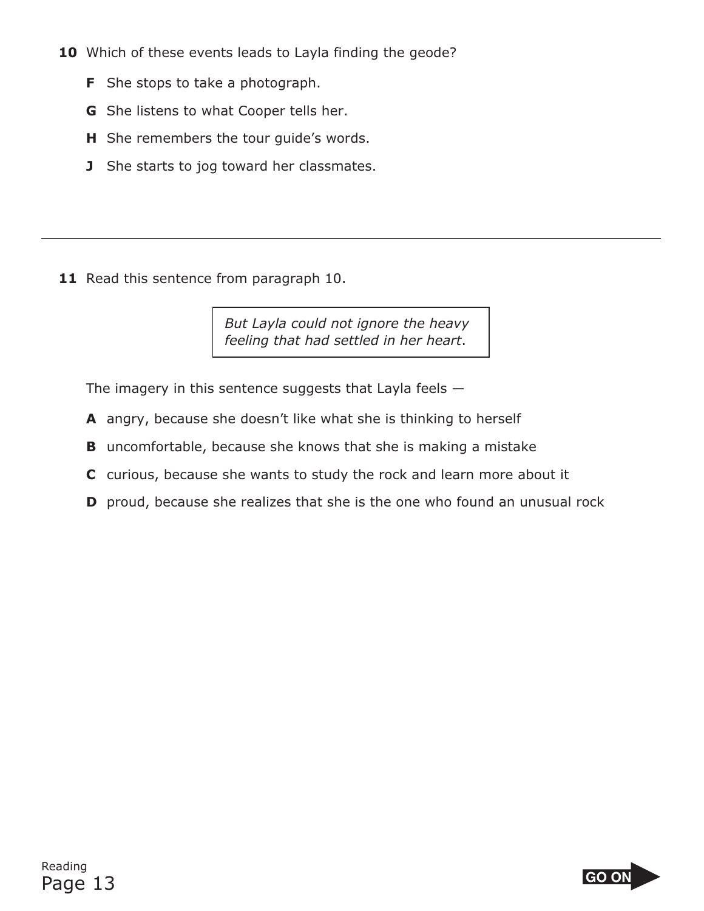**10** Which of these events leads to Layla finding the geode?

- **F** She stops to take a photograph.
- **G** She listens to what Cooper tells her.
- **H** She remembers the tour guide's words.
- **J** She starts to jog toward her classmates.

---

**11** Read this sentence from paragraph 10.

> *But Layla could not ignore the heavy feeling that had settled in her heart*.

The imagery in this sentence suggests that Layla feels —

- **A** angry, because she doesn't like what she is thinking to herself
- **B** uncomfortable, because she knows that she is making a mistake
- **C** curious, because she wants to study the rock and learn more about it
- **D** proud, because she realizes that she is the one who found an unusual rock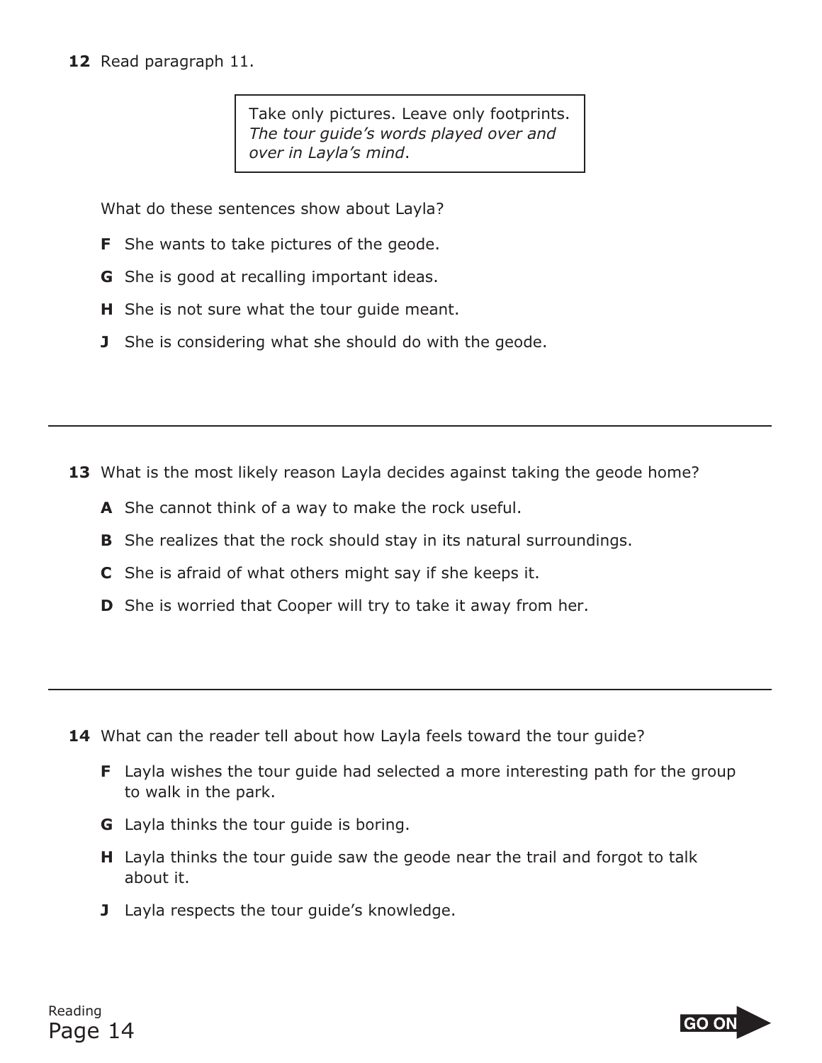**12** Read paragraph 11.

> Take only pictures. Leave only footprints. *The tour guide's words played over and over in Layla's mind*.

What do these sentences show about Layla?

**F** She wants to take pictures of the geode.

**G** She is good at recalling important ideas.

**H** She is not sure what the tour guide meant.

**J** She is considering what she should do with the geode.

---

**13** What is the most likely reason Layla decides against taking the geode home?

**A** She cannot think of a way to make the rock useful.

**B** She realizes that the rock should stay in its natural surroundings.

**C** She is afraid of what others might say if she keeps it.

**D** She is worried that Cooper will try to take it away from her.

---

**14** What can the reader tell about how Layla feels toward the tour guide?

**F** Layla wishes the tour guide had selected a more interesting path for the group to walk in the park.

**G** Layla thinks the tour guide is boring.

**H** Layla thinks the tour guide saw the geode near the trail and forgot to talk about it.

**J** Layla respects the tour guide's knowledge.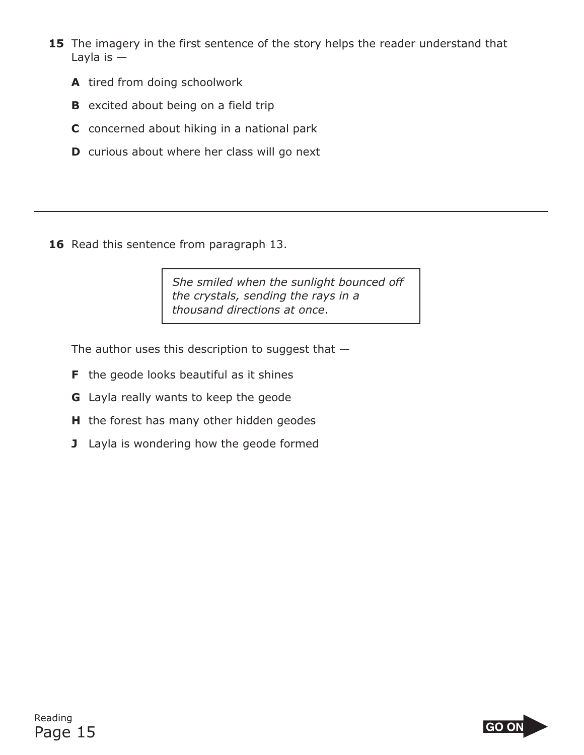**15** The imagery in the first sentence of the story helps the reader understand that Layla is —

**A** tired from doing schoolwork

**B** excited about being on a field trip

**C** concerned about hiking in a national park

**D** curious about where her class will go next

---

**16** Read this sentence from paragraph 13.

> *She smiled when the sunlight bounced off the crystals, sending the rays in a thousand directions at once*.

The author uses this description to suggest that —

**F** the geode looks beautiful as it shines

**G** Layla really wants to keep the geode

**H** the forest has many other hidden geodes

**J** Layla is wondering how the geode formed

GO ON